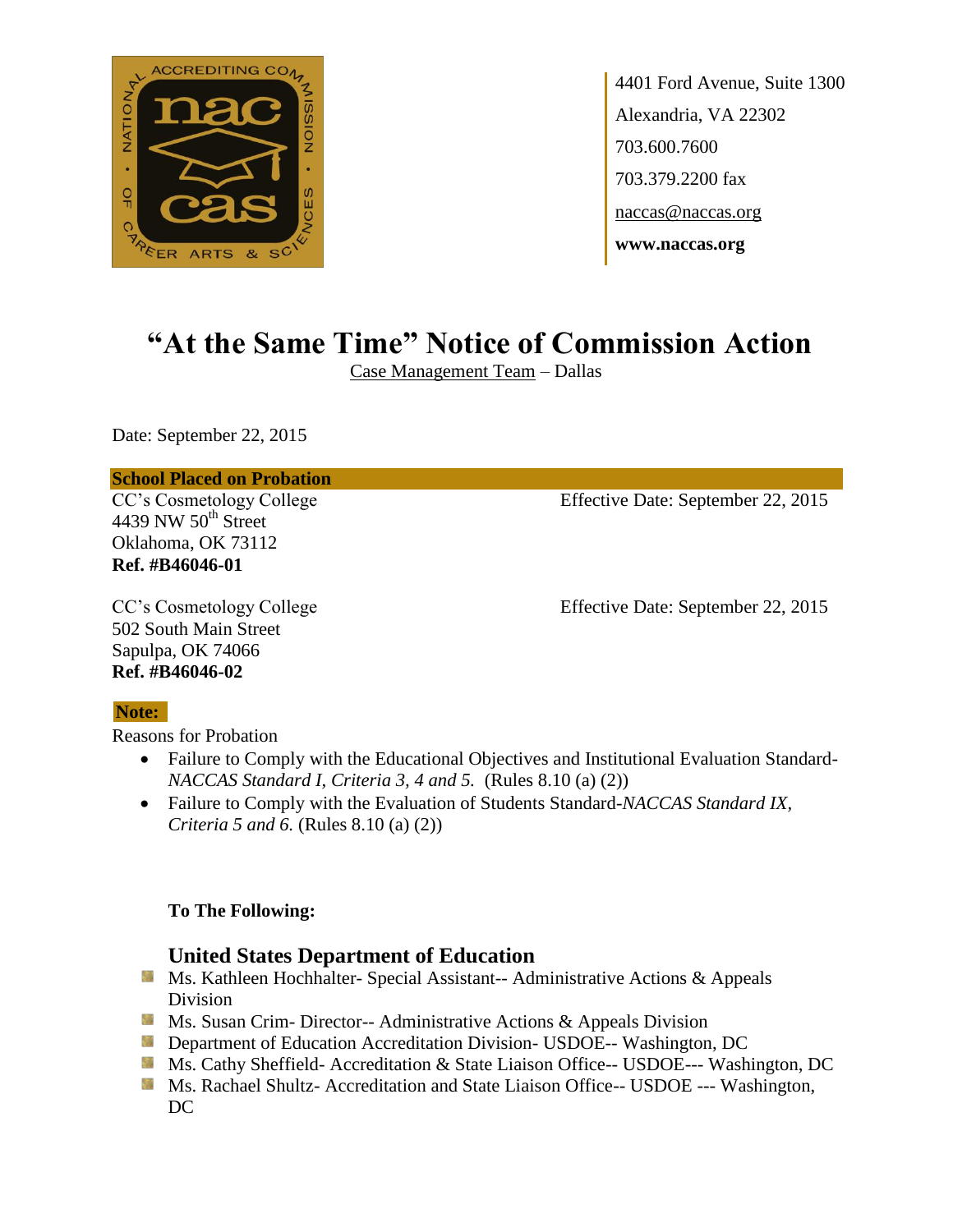4401 Ford Avenue, Suite 1300
Alexandria, VA 22302
703.600.7600
703.379.2200 fax
naccas@naccas.org
**www.naccas.org**

# "At the Same Time" Notice of Commission Action

Case Management Team – Dallas

Date: September 22, 2015

**School Placed on Probation**

CC's Cosmetology College
4439 NW 50th Street
Oklahoma, OK 73112
**Ref. #B46046-01**

Effective Date: September 22, 2015

CC's Cosmetology College
502 South Main Street
Sapulpa, OK 74066
**Ref. #B46046-02**

Effective Date: September 22, 2015

**Note:**

Reasons for Probation

- Failure to Comply with the Educational Objectives and Institutional Evaluation Standard- *NACCAS Standard I, Criteria 3, 4 and 5.* (Rules 8.10 (a) (2))
- Failure to Comply with the Evaluation of Students Standard-*NACCAS Standard IX, Criteria 5 and 6.* (Rules 8.10 (a) (2))

**To The Following:**

### United States Department of Education

- Ms. Kathleen Hochhalter- Special Assistant-- Administrative Actions & Appeals Division
- Ms. Susan Crim- Director-- Administrative Actions & Appeals Division
- Department of Education Accreditation Division- USDOE-- Washington, DC
- Ms. Cathy Sheffield- Accreditation & State Liaison Office-- USDOE--- Washington, DC
- Ms. Rachael Shultz- Accreditation and State Liaison Office-- USDOE --- Washington, DC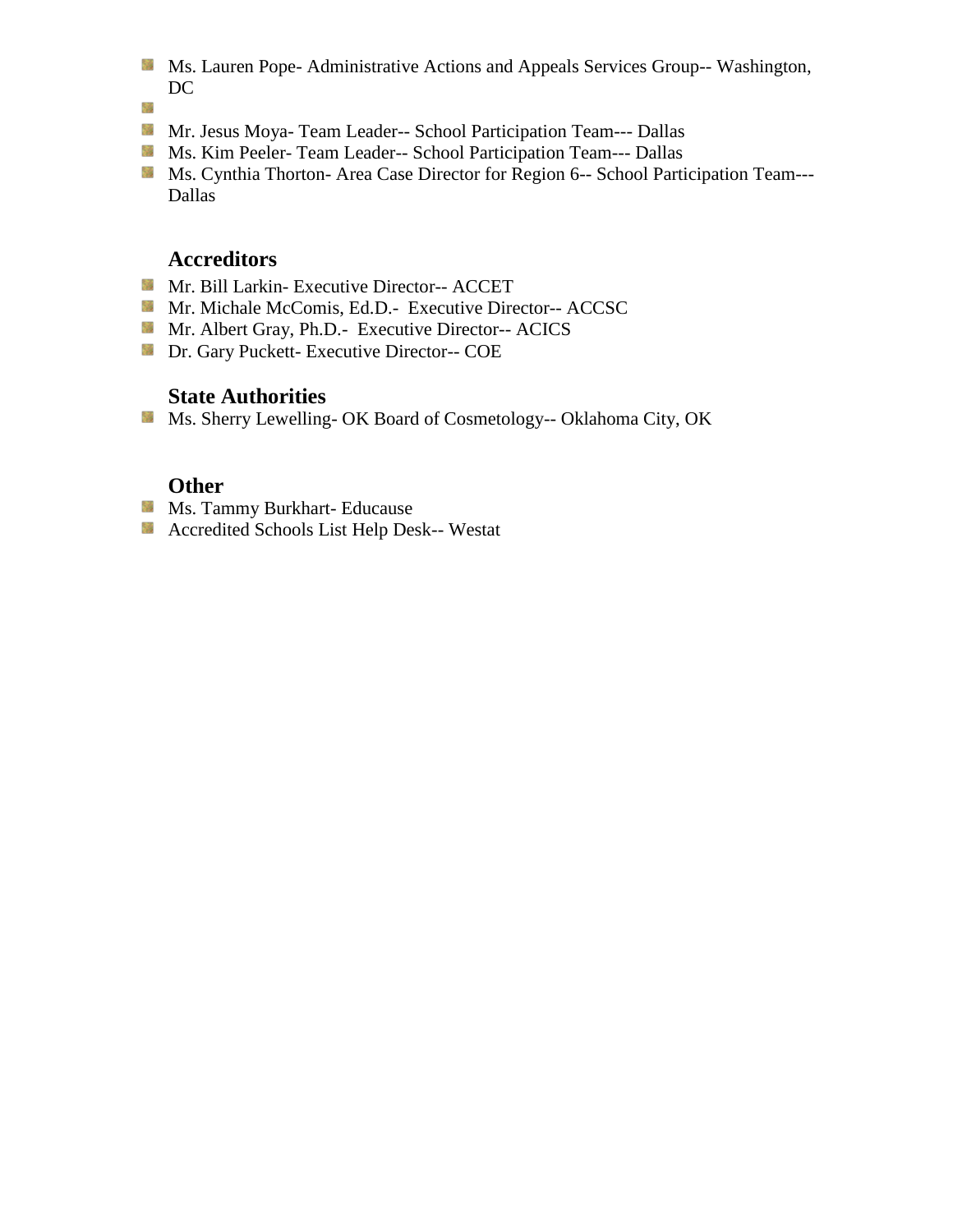- Ms. Lauren Pope- Administrative Actions and Appeals Services Group-- Washington, DC
- 
- Mr. Jesus Moya- Team Leader-- School Participation Team--- Dallas
- Ms. Kim Peeler- Team Leader-- School Participation Team--- Dallas
- Ms. Cynthia Thorton- Area Case Director for Region 6-- School Participation Team--- Dallas

### Accreditors

- Mr. Bill Larkin- Executive Director-- ACCET
- Mr. Michale McComis, Ed.D.- Executive Director-- ACCSC
- Mr. Albert Gray, Ph.D.- Executive Director-- ACICS
- Dr. Gary Puckett- Executive Director-- COE

### State Authorities

- Ms. Sherry Lewelling- OK Board of Cosmetology-- Oklahoma City, OK

### Other

- Ms. Tammy Burkhart- Educause
- Accredited Schools List Help Desk-- Westat